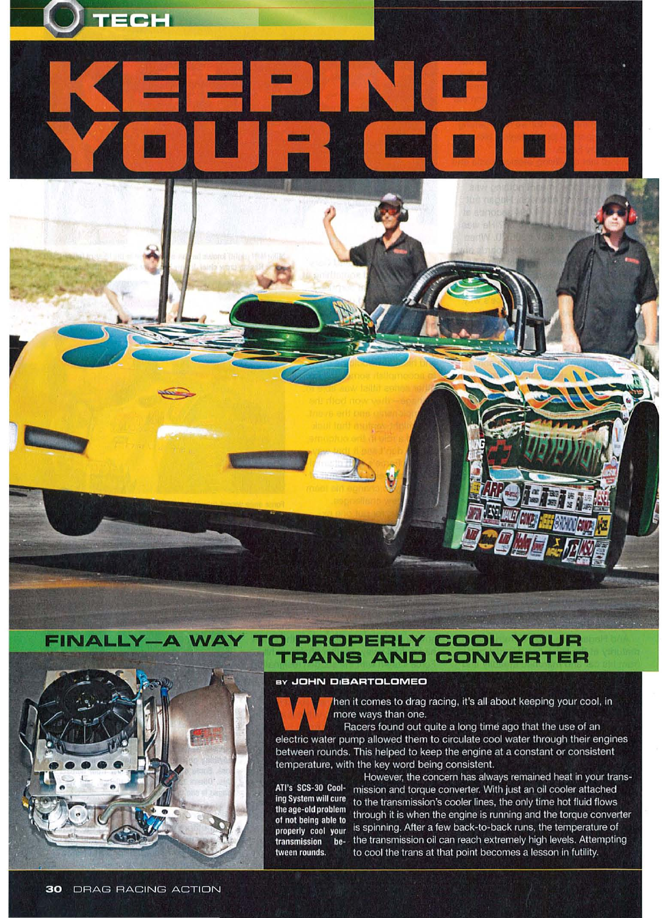# KEEPING YOUR COOL

## FINALLY—A WAY TO PROPERLY COOL YOUR TRANS AND CONVERTER

BY JOHN DiBARTOLOMEO

When it comes to drag racing, it's all about keeping your cool, in more ways than one.

Racers found out quite a long time ago that the use of an electric water pump allowed them to circulate cool water through their engines between rounds. This helped to keep the engine at a constant or consistent temperature, with the key word being consistent.

However, the concern has always remained heat in your transmission and torque converter. With just an oil cooler attached to the transmission's cooler lines, the only time hot fluid flows through it is when the engine is running and the torque converter is spinning. After a few back-to-back runs, the temperature of the transmission oil can reach extremely high levels. Attempting to cool the trans at that point becomes a lesson in futility.

**ATI's SCS-30 Cooling System will cure the age-old problem of not being able to properly cool your transmission between rounds.**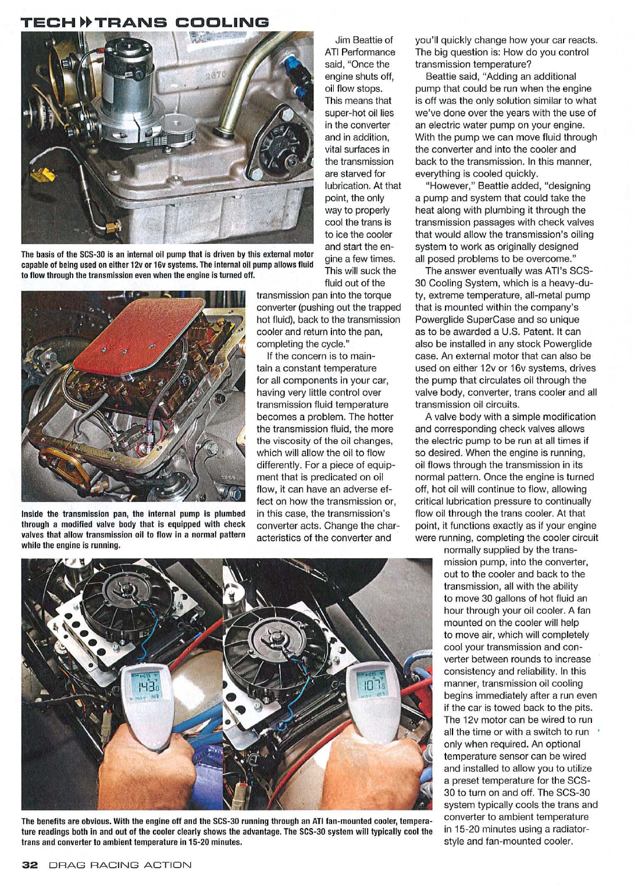# TECH » TRANS COOLING

The basis of the SCS-30 is an internal oil pump that is driven by this external motor capable of being used on either 12v or 16v systems. The internal oil pump allows fluid to flow through the transmission even when the engine is turned off.

Inside the transmission pan, the internal pump is plumbed through a modified valve body that is equipped with check valves that allow transmission oil to flow in a normal pattern while the engine is running.

Jim Beattie of ATI Performance said, "Once the engine shuts off, oil flow stops. This means that super-hot oil lies in the converter and in addition, vital surfaces in the transmission are starved for lubrication. At that point, the only way to properly cool the trans is to ice the cooler and start the engine a few times. This will suck the fluid out of the transmission pan into the torque converter (pushing out the trapped hot fluid), back to the transmission cooler and return into the pan, completing the cycle."

If the concern is to maintain a constant temperature for all components in your car, having very little control over transmission fluid temperature becomes a problem. The hotter the transmission fluid, the more the viscosity of the oil changes, which will allow the oil to flow differently. For a piece of equipment that is predicated on oil flow, it can have an adverse effect on how the transmission or, in this case, the transmission's converter acts. Change the characteristics of the converter and you'll quickly change how your car reacts. The big question is: How do you control transmission temperature?

Beattie said, "Adding an additional pump that could be run when the engine is off was the only solution similar to what we've done over the years with the use of an electric water pump on your engine. With the pump we can move fluid through the converter and into the cooler and back to the transmission. In this manner, everything is cooled quickly.

"However," Beattie added, "designing a pump and system that could take the heat along with plumbing it through the transmission passages with check valves that would allow the transmission's oiling system to work as originally designed all posed problems to be overcome."

The answer eventually was ATI's SCS-30 Cooling System, which is a heavy-duty, extreme temperature, all-metal pump that is mounted within the company's Powerglide SuperCase and so unique as to be awarded a U.S. Patent. It can also be installed in any stock Powerglide case. An external motor that can also be used on either 12v or 16v systems, drives the pump that circulates oil through the valve body, converter, trans cooler and all transmission oil circuits.

A valve body with a simple modification and corresponding check valves allows the electric pump to be run at all times if so desired. When the engine is running, oil flows through the transmission in its normal pattern. Once the engine is turned off, hot oil will continue to flow, allowing critical lubrication pressure to continually flow oil through the trans cooler. At that point, it functions exactly as if your engine were running, completing the cooler circuit normally supplied by the transmission pump, into the converter, out to the cooler and back to the transmission, all with the ability to move 30 gallons of hot fluid an hour through your oil cooler. A fan mounted on the cooler will help to move air, which will completely cool your transmission and converter between rounds to increase consistency and reliability. In this manner, transmission oil cooling begins immediately after a run even if the car is towed back to the pits. The 12v motor can be wired to run all the time or with a switch to run only when required. An optional temperature sensor can be wired and installed to allow you to utilize a preset temperature for the SCS-30 to turn on and off. The SCS-30 system typically cools the trans and converter to ambient temperature in 15-20 minutes using a radiator-style and fan-mounted cooler.

The benefits are obvious. With the engine off and the SCS-30 running through an ATI fan-mounted cooler, temperature readings both in and out of the cooler clearly shows the advantage. The SCS-30 system will typically cool the trans and converter to ambient temperature in 15-20 minutes.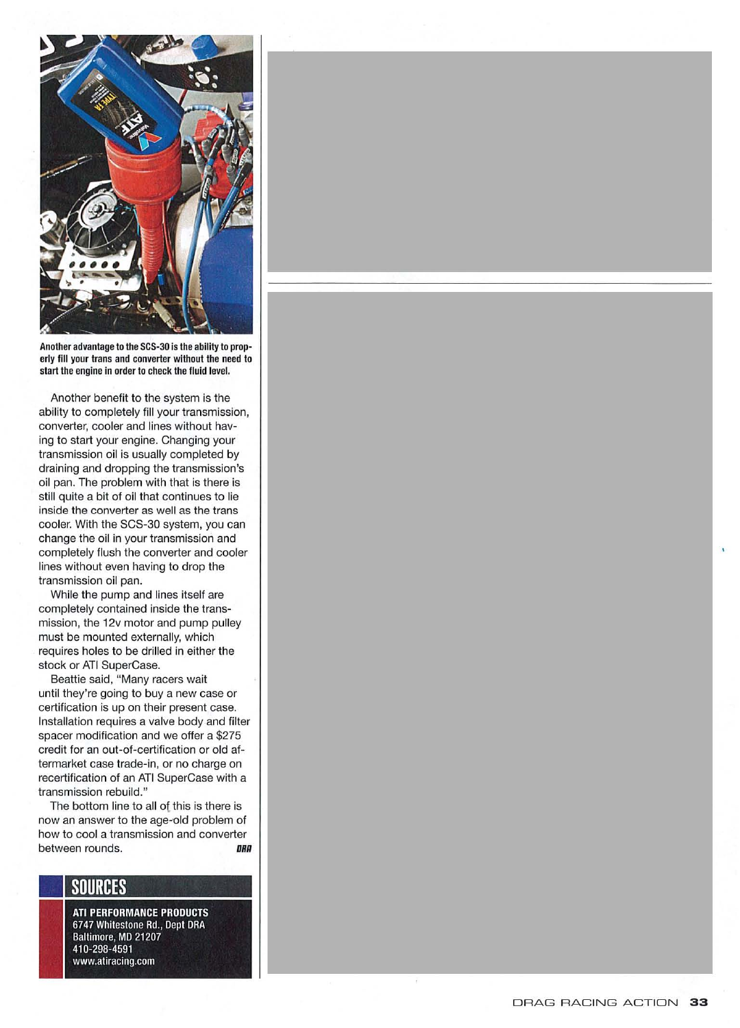Another advantage to the SCS-30 is the ability to properly fill your trans and converter without the need to start the engine in order to check the fluid level.

Another benefit to the system is the ability to completely fill your transmission, converter, cooler and lines without having to start your engine. Changing your transmission oil is usually completed by draining and dropping the transmission's oil pan. The problem with that is there is still quite a bit of oil that continues to lie inside the converter as well as the trans cooler. With the SCS-30 system, you can change the oil in your transmission and completely flush the converter and cooler lines without even having to drop the transmission oil pan.

While the pump and lines itself are completely contained inside the transmission, the 12v motor and pump pulley must be mounted externally, which requires holes to be drilled in either the stock or ATI SuperCase.

Beattie said, "Many racers wait until they're going to buy a new case or certification is up on their present case. Installation requires a valve body and filter spacer modification and we offer a $275 credit for an out-of-certification or old aftermarket case trade-in, or no charge on recertification of an ATI SuperCase with a transmission rebuild."

The bottom line to all of this is there is now an answer to the age-old problem of how to cool a transmission and converter between rounds. **DRA**

## SOURCES

**ATI PERFORMANCE PRODUCTS**
6747 Whitestone Rd., Dept DRA
Baltimore, MD 21207
410-298-4591
www.atiracing.com